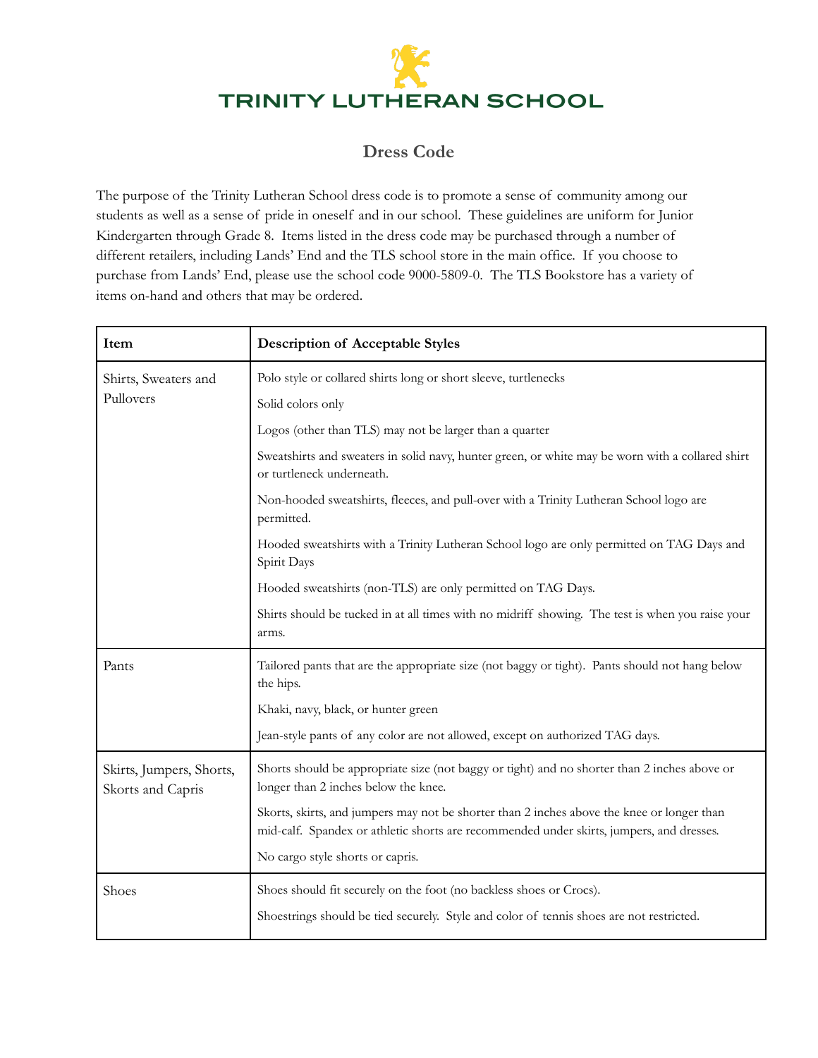# TRINITY LUTHERAN SCHOOL

## Dress Code

The purpose of the Trinity Lutheran School dress code is to promote a sense of community among our students as well as a sense of pride in oneself and in our school. These guidelines are uniform for Junior Kindergarten through Grade 8. Items listed in the dress code may be purchased through a number of different retailers, including Lands' End and the TLS school store in the main office. If you choose to purchase from Lands' End, please use the school code 9000-5809-0. The TLS Bookstore has a variety of items on-hand and others that may be ordered.

| Item | Description of Acceptable Styles |
|---|---|
| Shirts, Sweaters and Pullovers | Polo style or collared shirts long or short sleeve, turtlenecks<br>Solid colors only<br>Logos (other than TLS) may not be larger than a quarter<br>Sweatshirts and sweaters in solid navy, hunter green, or white may be worn with a collared shirt or turtleneck underneath.<br>Non-hooded sweatshirts, fleeces, and pull-over with a Trinity Lutheran School logo are permitted.<br>Hooded sweatshirts with a Trinity Lutheran School logo are only permitted on TAG Days and Spirit Days<br>Hooded sweatshirts (non-TLS) are only permitted on TAG Days.<br>Shirts should be tucked in at all times with no midriff showing. The test is when you raise your arms. |
| Pants | Tailored pants that are the appropriate size (not baggy or tight). Pants should not hang below the hips.<br>Khaki, navy, black, or hunter green<br>Jean-style pants of any color are not allowed, except on authorized TAG days. |
| Skirts, Jumpers, Shorts, Skorts and Capris | Shorts should be appropriate size (not baggy or tight) and no shorter than 2 inches above or longer than 2 inches below the knee.<br>Skorts, skirts, and jumpers may not be shorter than 2 inches above the knee or longer than mid-calf. Spandex or athletic shorts are recommended under skirts, jumpers, and dresses.<br>No cargo style shorts or capris. |
| Shoes | Shoes should fit securely on the foot (no backless shoes or Crocs).<br>Shoestrings should be tied securely. Style and color of tennis shoes are not restricted. |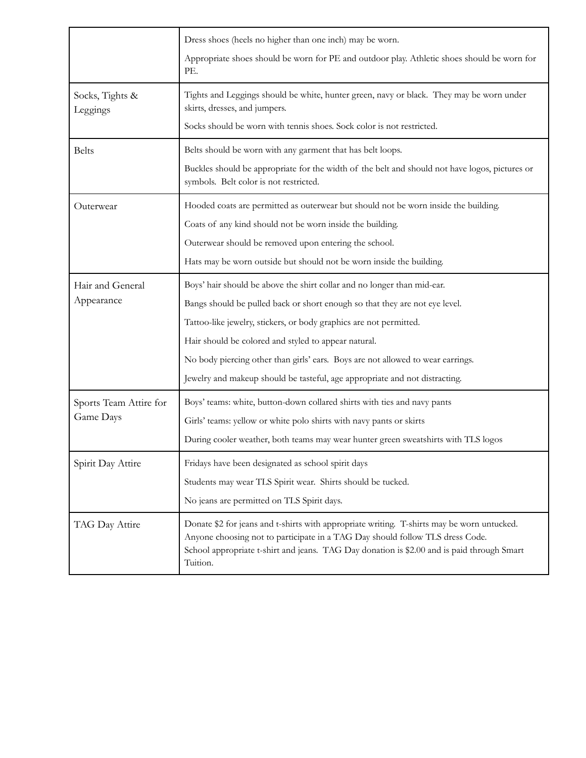| | |
|---|---|
| | Dress shoes (heels no higher than one inch) may be worn.<br>Appropriate shoes should be worn for PE and outdoor play. Athletic shoes should be worn for PE. |
| Socks, Tights & Leggings | Tights and Leggings should be white, hunter green, navy or black. They may be worn under skirts, dresses, and jumpers.<br>Socks should be worn with tennis shoes. Sock color is not restricted. |
| Belts | Belts should be worn with any garment that has belt loops.<br>Buckles should be appropriate for the width of the belt and should not have logos, pictures or symbols. Belt color is not restricted. |
| Outerwear | Hooded coats are permitted as outerwear but should not be worn inside the building.<br>Coats of any kind should not be worn inside the building.<br>Outerwear should be removed upon entering the school.<br>Hats may be worn outside but should not be worn inside the building. |
| Hair and General Appearance | Boys' hair should be above the shirt collar and no longer than mid-ear.<br>Bangs should be pulled back or short enough so that they are not eye level.<br>Tattoo-like jewelry, stickers, or body graphics are not permitted.<br>Hair should be colored and styled to appear natural.<br>No body piercing other than girls' ears. Boys are not allowed to wear earrings.<br>Jewelry and makeup should be tasteful, age appropriate and not distracting. |
| Sports Team Attire for Game Days | Boys' teams: white, button-down collared shirts with ties and navy pants<br>Girls' teams: yellow or white polo shirts with navy pants or skirts<br>During cooler weather, both teams may wear hunter green sweatshirts with TLS logos |
| Spirit Day Attire | Fridays have been designated as school spirit days<br>Students may wear TLS Spirit wear. Shirts should be tucked.<br>No jeans are permitted on TLS Spirit days. |
| TAG Day Attire | Donate $2 for jeans and t-shirts with appropriate writing. T-shirts may be worn untucked. Anyone choosing not to participate in a TAG Day should follow TLS dress Code.<br>School appropriate t-shirt and jeans. TAG Day donation is $2.00 and is paid through Smart Tuition. |